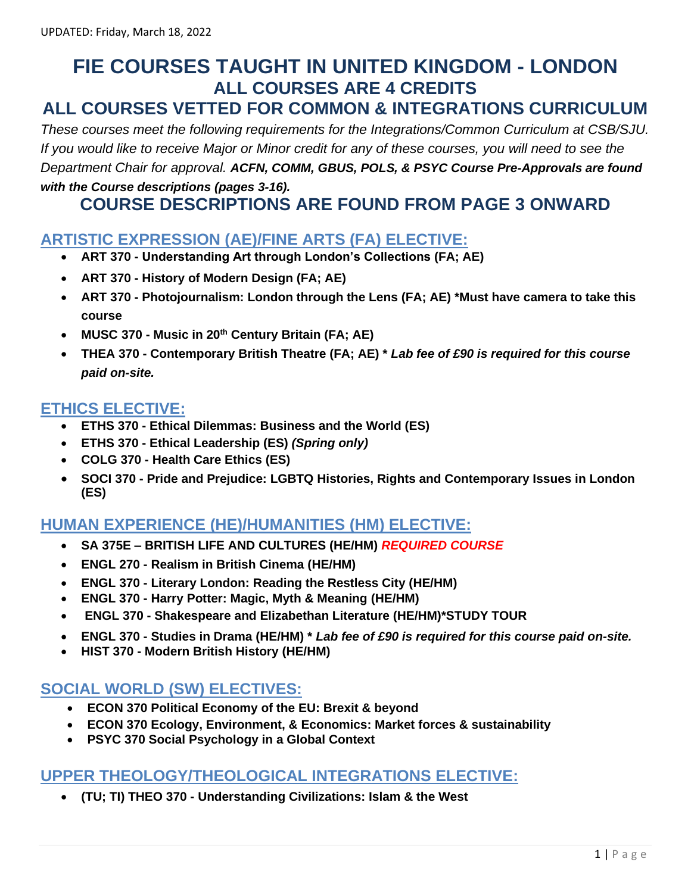UPDATED: Friday, March 18, 2022

# FIE COURSES TAUGHT IN UNITED KINGDOM - LONDON
## ALL COURSES ARE 4 CREDITS
## ALL COURSES VETTED FOR COMMON & INTEGRATIONS CURRICULUM

*These courses meet the following requirements for the Integrations/Common Curriculum at CSB/SJU. If you would like to receive Major or Minor credit for any of these courses, you will need to see the Department Chair for approval.* ***ACFN, COMM, GBUS, POLS, & PSYC Course Pre-Approvals are found with the Course descriptions (pages 3-16).***

## COURSE DESCRIPTIONS ARE FOUND FROM PAGE 3 ONWARD

### ARTISTIC EXPRESSION (AE)/FINE ARTS (FA) ELECTIVE:

- **ART 370 - Understanding Art through London's Collections (FA; AE)**
- **ART 370 - History of Modern Design (FA; AE)**
- **ART 370 - Photojournalism: London through the Lens (FA; AE) *Must have camera to take this course**
- **MUSC 370 - Music in 20th Century Britain (FA; AE)**
- **THEA 370 - Contemporary British Theatre (FA; AE) \* *Lab fee of £90 is required for this course paid on-site.***

### ETHICS ELECTIVE:

- **ETHS 370 - Ethical Dilemmas: Business and the World (ES)**
- **ETHS 370 - Ethical Leadership (ES) *(Spring only)***
- **COLG 370 - Health Care Ethics (ES)**
- **SOCI 370 - Pride and Prejudice: LGBTQ Histories, Rights and Contemporary Issues in London (ES)**

### HUMAN EXPERIENCE (HE)/HUMANITIES (HM) ELECTIVE:

- **SA 375E – BRITISH LIFE AND CULTURES (HE/HM) *REQUIRED COURSE***
- **ENGL 270 - Realism in British Cinema (HE/HM)**
- **ENGL 370 - Literary London: Reading the Restless City (HE/HM)**
- **ENGL 370 - Harry Potter: Magic, Myth & Meaning (HE/HM)**
- **ENGL 370 - Shakespeare and Elizabethan Literature (HE/HM)*STUDY TOUR**
- **ENGL 370 - Studies in Drama (HE/HM) \* *Lab fee of £90 is required for this course paid on-site.***
- **HIST 370 - Modern British History (HE/HM)**

### SOCIAL WORLD (SW) ELECTIVES:

- **ECON 370 Political Economy of the EU: Brexit & beyond**
- **ECON 370 Ecology, Environment, & Economics: Market forces & sustainability**
- **PSYC 370 Social Psychology in a Global Context**

### UPPER THEOLOGY/THEOLOGICAL INTEGRATIONS ELECTIVE:

- **(TU; TI) THEO 370 - Understanding Civilizations: Islam & the West**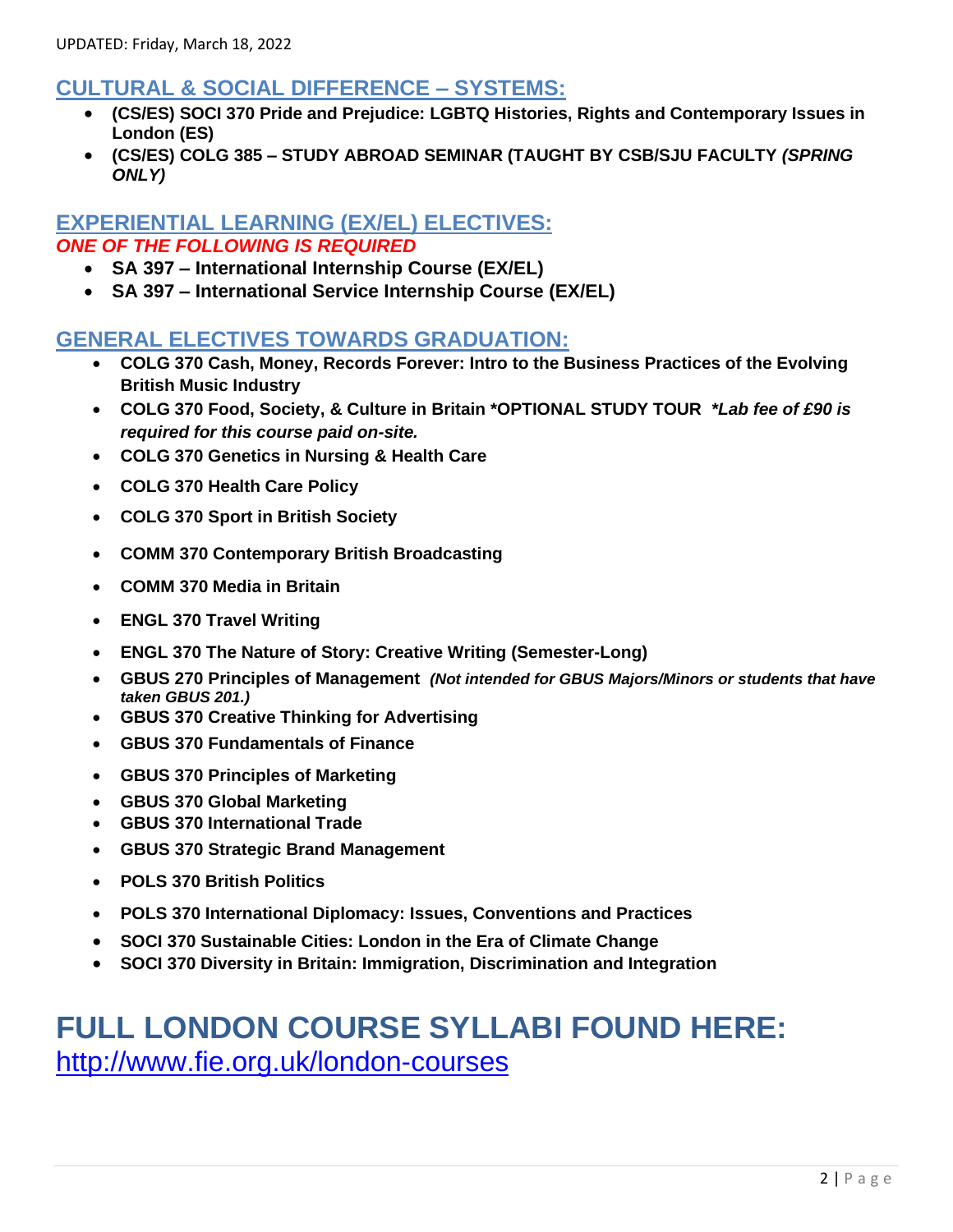UPDATED: Friday, March 18, 2022

## CULTURAL & SOCIAL DIFFERENCE – SYSTEMS:

- **(CS/ES) SOCI 370 Pride and Prejudice: LGBTQ Histories, Rights and Contemporary Issues in London (ES)**
- **(CS/ES) COLG 385 – STUDY ABROAD SEMINAR (TAUGHT BY CSB/SJU FACULTY *(SPRING ONLY)***

## EXPERIENTIAL LEARNING (EX/EL) ELECTIVES:

***ONE OF THE FOLLOWING IS REQUIRED***

- **SA 397 – International Internship Course (EX/EL)**
- **SA 397 – International Service Internship Course (EX/EL)**

## GENERAL ELECTIVES TOWARDS GRADUATION:

- **COLG 370 Cash, Money, Records Forever: Intro to the Business Practices of the Evolving British Music Industry**
- **COLG 370 Food, Society, & Culture in Britain *OPTIONAL STUDY TOUR** ***\*Lab fee of £90 is required for this course paid on-site.***
- **COLG 370 Genetics in Nursing & Health Care**
- **COLG 370 Health Care Policy**
- **COLG 370 Sport in British Society**
- **COMM 370 Contemporary British Broadcasting**
- **COMM 370 Media in Britain**
- **ENGL 370 Travel Writing**
- **ENGL 370 The Nature of Story: Creative Writing (Semester-Long)**
- **GBUS 270 Principles of Management** ***(Not intended for GBUS Majors/Minors or students that have taken GBUS 201.)***
- **GBUS 370 Creative Thinking for Advertising**
- **GBUS 370 Fundamentals of Finance**
- **GBUS 370 Principles of Marketing**
- **GBUS 370 Global Marketing**
- **GBUS 370 International Trade**
- **GBUS 370 Strategic Brand Management**
- **POLS 370 British Politics**
- **POLS 370 International Diplomacy: Issues, Conventions and Practices**
- **SOCI 370 Sustainable Cities: London in the Era of Climate Change**
- **SOCI 370 Diversity in Britain: Immigration, Discrimination and Integration**

# FULL LONDON COURSE SYLLABI FOUND HERE:

http://www.fie.org.uk/london-courses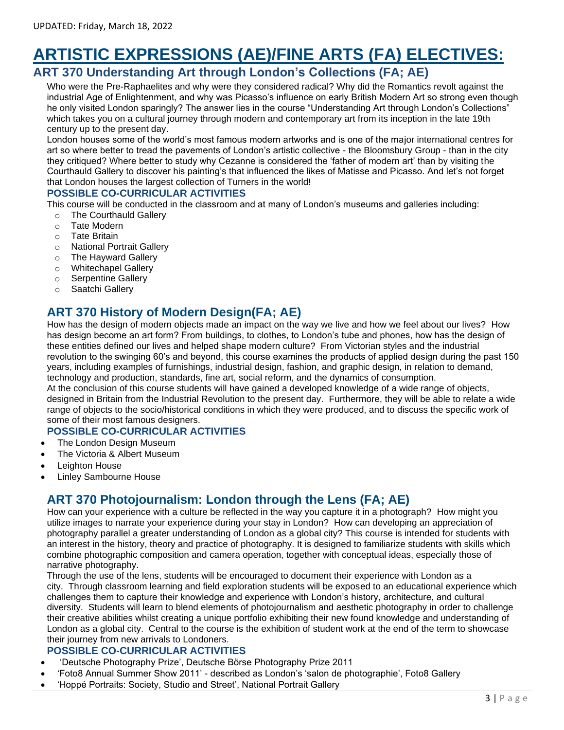UPDATED: Friday, March 18, 2022

# ARTISTIC EXPRESSIONS (AE)/FINE ARTS (FA) ELECTIVES:

## ART 370 Understanding Art through London's Collections (FA; AE)

Who were the Pre-Raphaelites and why were they considered radical? Why did the Romantics revolt against the industrial Age of Enlightenment, and why was Picasso's influence on early British Modern Art so strong even though he only visited London sparingly? The answer lies in the course "Understanding Art through London's Collections" which takes you on a cultural journey through modern and contemporary art from its inception in the late 19th century up to the present day.

London houses some of the world's most famous modern artworks and is one of the major international centres for art so where better to tread the pavements of London's artistic collective - the Bloomsbury Group - than in the city they critiqued? Where better to study why Cezanne is considered the 'father of modern art' than by visiting the Courthauld Gallery to discover his painting's that influenced the likes of Matisse and Picasso. And let's not forget that London houses the largest collection of Turners in the world!

### POSSIBLE CO-CURRICULAR ACTIVITIES

This course will be conducted in the classroom and at many of London's museums and galleries including:

- The Courthauld Gallery
- Tate Modern
- Tate Britain
- National Portrait Gallery
- The Hayward Gallery
- Whitechapel Gallery
- Serpentine Gallery
- Saatchi Gallery

## ART 370 History of Modern Design(FA; AE)

How has the design of modern objects made an impact on the way we live and how we feel about our lives? How has design become an art form? From buildings, to clothes, to London's tube and phones, how has the design of these entities defined our lives and helped shape modern culture? From Victorian styles and the industrial revolution to the swinging 60's and beyond, this course examines the products of applied design during the past 150 years, including examples of furnishings, industrial design, fashion, and graphic design, in relation to demand, technology and production, standards, fine art, social reform, and the dynamics of consumption.

At the conclusion of this course students will have gained a developed knowledge of a wide range of objects, designed in Britain from the Industrial Revolution to the present day. Furthermore, they will be able to relate a wide range of objects to the socio/historical conditions in which they were produced, and to discuss the specific work of some of their most famous designers.

### POSSIBLE CO-CURRICULAR ACTIVITIES

- The London Design Museum
- The Victoria & Albert Museum
- Leighton House
- Linley Sambourne House

## ART 370 Photojournalism: London through the Lens (FA; AE)

How can your experience with a culture be reflected in the way you capture it in a photograph? How might you utilize images to narrate your experience during your stay in London? How can developing an appreciation of photography parallel a greater understanding of London as a global city? This course is intended for students with an interest in the history, theory and practice of photography. It is designed to familiarize students with skills which combine photographic composition and camera operation, together with conceptual ideas, especially those of narrative photography.

Through the use of the lens, students will be encouraged to document their experience with London as a city. Through classroom learning and field exploration students will be exposed to an educational experience which challenges them to capture their knowledge and experience with London's history, architecture, and cultural diversity. Students will learn to blend elements of photojournalism and aesthetic photography in order to challenge their creative abilities whilst creating a unique portfolio exhibiting their new found knowledge and understanding of London as a global city. Central to the course is the exhibition of student work at the end of the term to showcase their journey from new arrivals to Londoners.

### POSSIBLE CO-CURRICULAR ACTIVITIES

- 'Deutsche Photography Prize', Deutsche Börse Photography Prize 2011
- 'Foto8 Annual Summer Show 2011' - described as London's 'salon de photographie', Foto8 Gallery
- 'Hoppé Portraits: Society, Studio and Street', National Portrait Gallery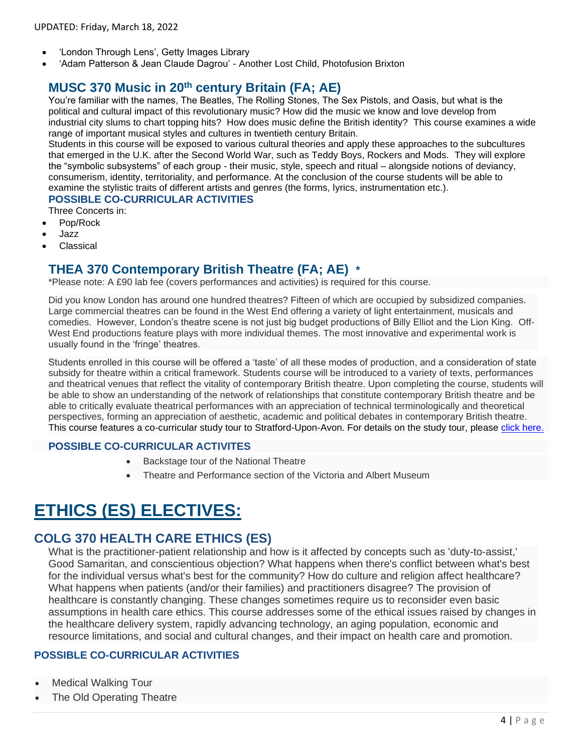- 'London Through Lens', Getty Images Library
- 'Adam Patterson & Jean Claude Dagrou' - Another Lost Child, Photofusion Brixton

## MUSC 370 Music in 20th century Britain (FA; AE)

You're familiar with the names, The Beatles, The Rolling Stones, The Sex Pistols, and Oasis, but what is the political and cultural impact of this revolutionary music? How did the music we know and love develop from industrial city slums to chart topping hits? How does music define the British identity? This course examines a wide range of important musical styles and cultures in twentieth century Britain.

Students in this course will be exposed to various cultural theories and apply these approaches to the subcultures that emerged in the U.K. after the Second World War, such as Teddy Boys, Rockers and Mods. They will explore the "symbolic subsystems" of each group - their music, style, speech and ritual – alongside notions of deviancy, consumerism, identity, territoriality, and performance. At the conclusion of the course students will be able to examine the stylistic traits of different artists and genres (the forms, lyrics, instrumentation etc.).

### POSSIBLE CO-CURRICULAR ACTIVITIES

Three Concerts in:

- Pop/Rock
- Jazz
- Classical

## THEA 370 Contemporary British Theatre (FA; AE) *

*Please note: A £90 lab fee (covers performances and activities) is required for this course.

Did you know London has around one hundred theatres? Fifteen of which are occupied by subsidized companies. Large commercial theatres can be found in the West End offering a variety of light entertainment, musicals and comedies. However, London's theatre scene is not just big budget productions of Billy Elliot and the Lion King. Off-West End productions feature plays with more individual themes. The most innovative and experimental work is usually found in the 'fringe' theatres.

Students enrolled in this course will be offered a 'taste' of all these modes of production, and a consideration of state subsidy for theatre within a critical framework. Students course will be introduced to a variety of texts, performances and theatrical venues that reflect the vitality of contemporary British theatre. Upon completing the course, students will be able to show an understanding of the network of relationships that constitute contemporary British theatre and be able to critically evaluate theatrical performances with an appreciation of technical terminologically and theoretical perspectives, forming an appreciation of aesthetic, academic and political debates in contemporary British theatre. This course features a co-curricular study tour to Stratford-Upon-Avon. For details on the study tour, please click here.

### POSSIBLE CO-CURRICULAR ACTIVITES

- Backstage tour of the National Theatre
- Theatre and Performance section of the Victoria and Albert Museum

# ETHICS (ES) ELECTIVES:

## COLG 370 HEALTH CARE ETHICS (ES)

What is the practitioner-patient relationship and how is it affected by concepts such as 'duty-to-assist,' Good Samaritan, and conscientious objection? What happens when there's conflict between what's best for the individual versus what's best for the community? How do culture and religion affect healthcare? What happens when patients (and/or their families) and practitioners disagree? The provision of healthcare is constantly changing. These changes sometimes require us to reconsider even basic assumptions in health care ethics. This course addresses some of the ethical issues raised by changes in the healthcare delivery system, rapidly advancing technology, an aging population, economic and resource limitations, and social and cultural changes, and their impact on health care and promotion.

### POSSIBLE CO-CURRICULAR ACTIVITIES

- Medical Walking Tour
- The Old Operating Theatre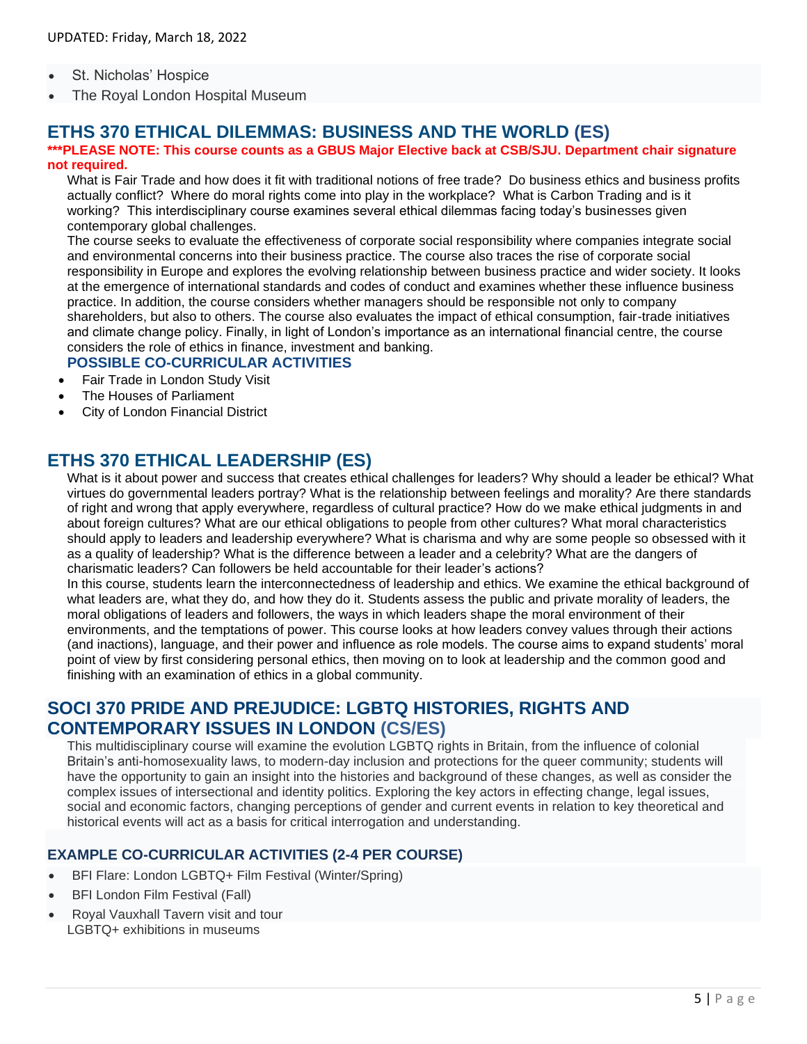- St. Nicholas' Hospice
- The Royal London Hospital Museum

## ETHS 370 ETHICAL DILEMMAS: BUSINESS AND THE WORLD (ES)

**\*\*\*PLEASE NOTE: This course counts as a GBUS Major Elective back at CSB/SJU. Department chair signature not required.**

What is Fair Trade and how does it fit with traditional notions of free trade? Do business ethics and business profits actually conflict? Where do moral rights come into play in the workplace? What is Carbon Trading and is it working? This interdisciplinary course examines several ethical dilemmas facing today's businesses given contemporary global challenges.

The course seeks to evaluate the effectiveness of corporate social responsibility where companies integrate social and environmental concerns into their business practice. The course also traces the rise of corporate social responsibility in Europe and explores the evolving relationship between business practice and wider society. It looks at the emergence of international standards and codes of conduct and examines whether these influence business practice. In addition, the course considers whether managers should be responsible not only to company shareholders, but also to others. The course also evaluates the impact of ethical consumption, fair-trade initiatives and climate change policy. Finally, in light of London's importance as an international financial centre, the course considers the role of ethics in finance, investment and banking.

### POSSIBLE CO-CURRICULAR ACTIVITIES

- Fair Trade in London Study Visit
- The Houses of Parliament
- City of London Financial District

## ETHS 370 ETHICAL LEADERSHIP (ES)

What is it about power and success that creates ethical challenges for leaders? Why should a leader be ethical? What virtues do governmental leaders portray? What is the relationship between feelings and morality? Are there standards of right and wrong that apply everywhere, regardless of cultural practice? How do we make ethical judgments in and about foreign cultures? What are our ethical obligations to people from other cultures? What moral characteristics should apply to leaders and leadership everywhere? What is charisma and why are some people so obsessed with it as a quality of leadership? What is the difference between a leader and a celebrity? What are the dangers of charismatic leaders? Can followers be held accountable for their leader's actions?

In this course, students learn the interconnectedness of leadership and ethics. We examine the ethical background of what leaders are, what they do, and how they do it. Students assess the public and private morality of leaders, the moral obligations of leaders and followers, the ways in which leaders shape the moral environment of their environments, and the temptations of power. This course looks at how leaders convey values through their actions (and inactions), language, and their power and influence as role models. The course aims to expand students' moral point of view by first considering personal ethics, then moving on to look at leadership and the common good and finishing with an examination of ethics in a global community.

## SOCI 370 PRIDE AND PREJUDICE: LGBTQ HISTORIES, RIGHTS AND CONTEMPORARY ISSUES IN LONDON (CS/ES)

This multidisciplinary course will examine the evolution LGBTQ rights in Britain, from the influence of colonial Britain's anti-homosexuality laws, to modern-day inclusion and protections for the queer community; students will have the opportunity to gain an insight into the histories and background of these changes, as well as consider the complex issues of intersectional and identity politics. Exploring the key actors in effecting change, legal issues, social and economic factors, changing perceptions of gender and current events in relation to key theoretical and historical events will act as a basis for critical interrogation and understanding.

### EXAMPLE CO-CURRICULAR ACTIVITIES (2-4 PER COURSE)

- BFI Flare: London LGBTQ+ Film Festival (Winter/Spring)
- BFI London Film Festival (Fall)
- Royal Vauxhall Tavern visit and tour
  LGBTQ+ exhibitions in museums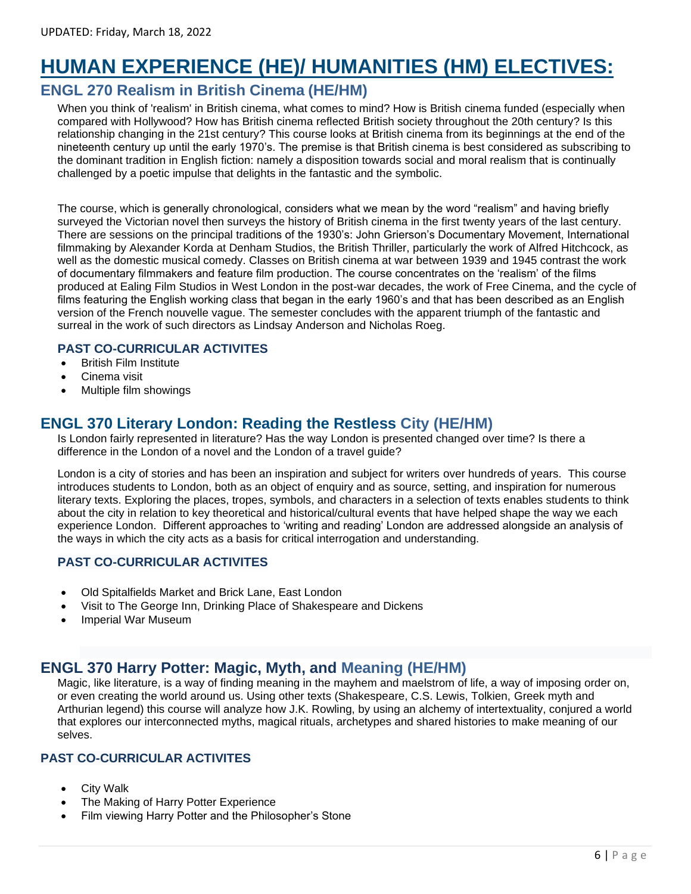UPDATED: Friday, March 18, 2022

# HUMAN EXPERIENCE (HE)/ HUMANITIES (HM) ELECTIVES:

## ENGL 270 Realism in British Cinema (HE/HM)

When you think of 'realism' in British cinema, what comes to mind? How is British cinema funded (especially when compared with Hollywood? How has British cinema reflected British society throughout the 20th century? Is this relationship changing in the 21st century? This course looks at British cinema from its beginnings at the end of the nineteenth century up until the early 1970's. The premise is that British cinema is best considered as subscribing to the dominant tradition in English fiction: namely a disposition towards social and moral realism that is continually challenged by a poetic impulse that delights in the fantastic and the symbolic.

The course, which is generally chronological, considers what we mean by the word "realism" and having briefly surveyed the Victorian novel then surveys the history of British cinema in the first twenty years of the last century. There are sessions on the principal traditions of the 1930's: John Grierson's Documentary Movement, International filmmaking by Alexander Korda at Denham Studios, the British Thriller, particularly the work of Alfred Hitchcock, as well as the domestic musical comedy. Classes on British cinema at war between 1939 and 1945 contrast the work of documentary filmmakers and feature film production. The course concentrates on the 'realism' of the films produced at Ealing Film Studios in West London in the post-war decades, the work of Free Cinema, and the cycle of films featuring the English working class that began in the early 1960's and that has been described as an English version of the French nouvelle vague. The semester concludes with the apparent triumph of the fantastic and surreal in the work of such directors as Lindsay Anderson and Nicholas Roeg.

### PAST CO-CURRICULAR ACTIVITES

- British Film Institute
- Cinema visit
- Multiple film showings

## ENGL 370 Literary London: Reading the Restless City (HE/HM)

Is London fairly represented in literature? Has the way London is presented changed over time? Is there a difference in the London of a novel and the London of a travel guide?

London is a city of stories and has been an inspiration and subject for writers over hundreds of years. This course introduces students to London, both as an object of enquiry and as source, setting, and inspiration for numerous literary texts. Exploring the places, tropes, symbols, and characters in a selection of texts enables students to think about the city in relation to key theoretical and historical/cultural events that have helped shape the way we each experience London. Different approaches to 'writing and reading' London are addressed alongside an analysis of the ways in which the city acts as a basis for critical interrogation and understanding.

### PAST CO-CURRICULAR ACTIVITES

- Old Spitalfields Market and Brick Lane, East London
- Visit to The George Inn, Drinking Place of Shakespeare and Dickens
- Imperial War Museum

## ENGL 370 Harry Potter: Magic, Myth, and Meaning (HE/HM)

Magic, like literature, is a way of finding meaning in the mayhem and maelstrom of life, a way of imposing order on, or even creating the world around us. Using other texts (Shakespeare, C.S. Lewis, Tolkien, Greek myth and Arthurian legend) this course will analyze how J.K. Rowling, by using an alchemy of intertextuality, conjured a world that explores our interconnected myths, magical rituals, archetypes and shared histories to make meaning of our selves.

### PAST CO-CURRICULAR ACTIVITES

- City Walk
- The Making of Harry Potter Experience
- Film viewing Harry Potter and the Philosopher's Stone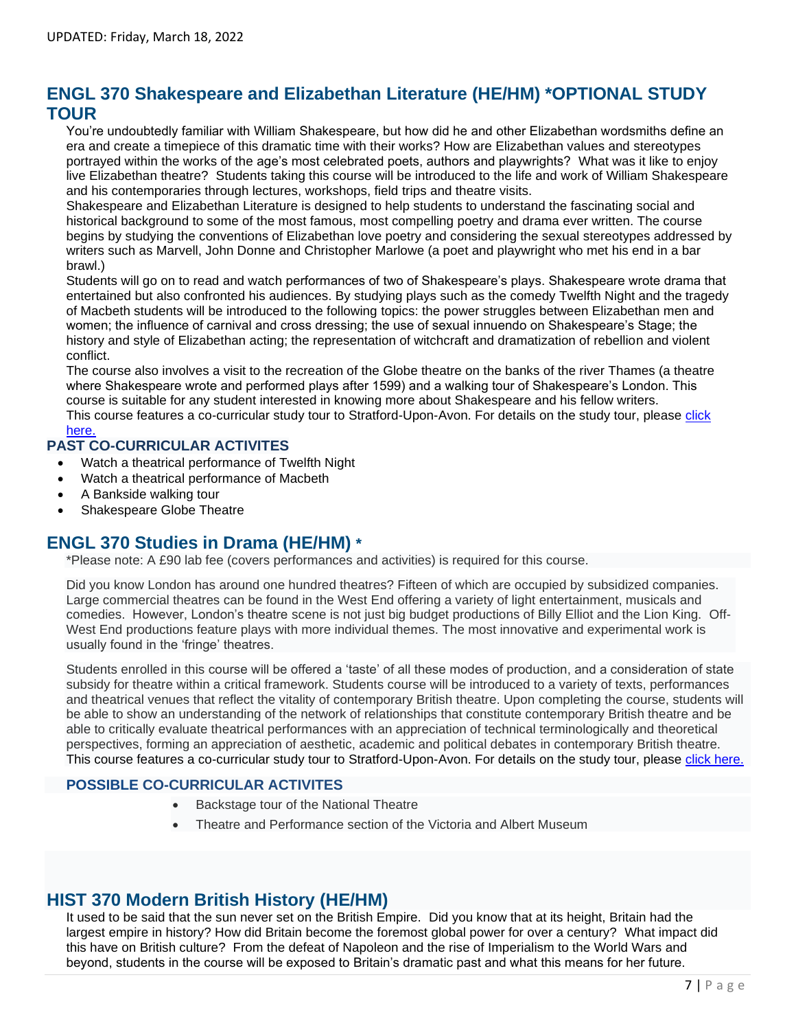UPDATED: Friday, March 18, 2022

## ENGL 370 Shakespeare and Elizabethan Literature (HE/HM) *OPTIONAL STUDY TOUR

You're undoubtedly familiar with William Shakespeare, but how did he and other Elizabethan wordsmiths define an era and create a timepiece of this dramatic time with their works? How are Elizabethan values and stereotypes portrayed within the works of the age's most celebrated poets, authors and playwrights? What was it like to enjoy live Elizabethan theatre? Students taking this course will be introduced to the life and work of William Shakespeare and his contemporaries through lectures, workshops, field trips and theatre visits.

Shakespeare and Elizabethan Literature is designed to help students to understand the fascinating social and historical background to some of the most famous, most compelling poetry and drama ever written. The course begins by studying the conventions of Elizabethan love poetry and considering the sexual stereotypes addressed by writers such as Marvell, John Donne and Christopher Marlowe (a poet and playwright who met his end in a bar brawl.)

Students will go on to read and watch performances of two of Shakespeare's plays. Shakespeare wrote drama that entertained but also confronted his audiences. By studying plays such as the comedy Twelfth Night and the tragedy of Macbeth students will be introduced to the following topics: the power struggles between Elizabethan men and women; the influence of carnival and cross dressing; the use of sexual innuendo on Shakespeare's Stage; the history and style of Elizabethan acting; the representation of witchcraft and dramatization of rebellion and violent conflict.

The course also involves a visit to the recreation of the Globe theatre on the banks of the river Thames (a theatre where Shakespeare wrote and performed plays after 1599) and a walking tour of Shakespeare's London. This course is suitable for any student interested in knowing more about Shakespeare and his fellow writers.

This course features a co-curricular study tour to Stratford-Upon-Avon. For details on the study tour, please click here.

### PAST CO-CURRICULAR ACTIVITES

- Watch a theatrical performance of Twelfth Night
- Watch a theatrical performance of Macbeth
- A Bankside walking tour
- Shakespeare Globe Theatre

## ENGL 370 Studies in Drama (HE/HM) *

*Please note: A £90 lab fee (covers performances and activities) is required for this course.

Did you know London has around one hundred theatres? Fifteen of which are occupied by subsidized companies. Large commercial theatres can be found in the West End offering a variety of light entertainment, musicals and comedies. However, London's theatre scene is not just big budget productions of Billy Elliot and the Lion King. Off-West End productions feature plays with more individual themes. The most innovative and experimental work is usually found in the 'fringe' theatres.

Students enrolled in this course will be offered a 'taste' of all these modes of production, and a consideration of state subsidy for theatre within a critical framework. Students course will be introduced to a variety of texts, performances and theatrical venues that reflect the vitality of contemporary British theatre. Upon completing the course, students will be able to show an understanding of the network of relationships that constitute contemporary British theatre and be able to critically evaluate theatrical performances with an appreciation of technical terminologically and theoretical perspectives, forming an appreciation of aesthetic, academic and political debates in contemporary British theatre.

This course features a co-curricular study tour to Stratford-Upon-Avon. For details on the study tour, please click here.

### POSSIBLE CO-CURRICULAR ACTIVITES

- Backstage tour of the National Theatre
- Theatre and Performance section of the Victoria and Albert Museum

## HIST 370 Modern British History (HE/HM)

It used to be said that the sun never set on the British Empire. Did you know that at its height, Britain had the largest empire in history? How did Britain become the foremost global power for over a century? What impact did this have on British culture? From the defeat of Napoleon and the rise of Imperialism to the World Wars and beyond, students in the course will be exposed to Britain's dramatic past and what this means for her future.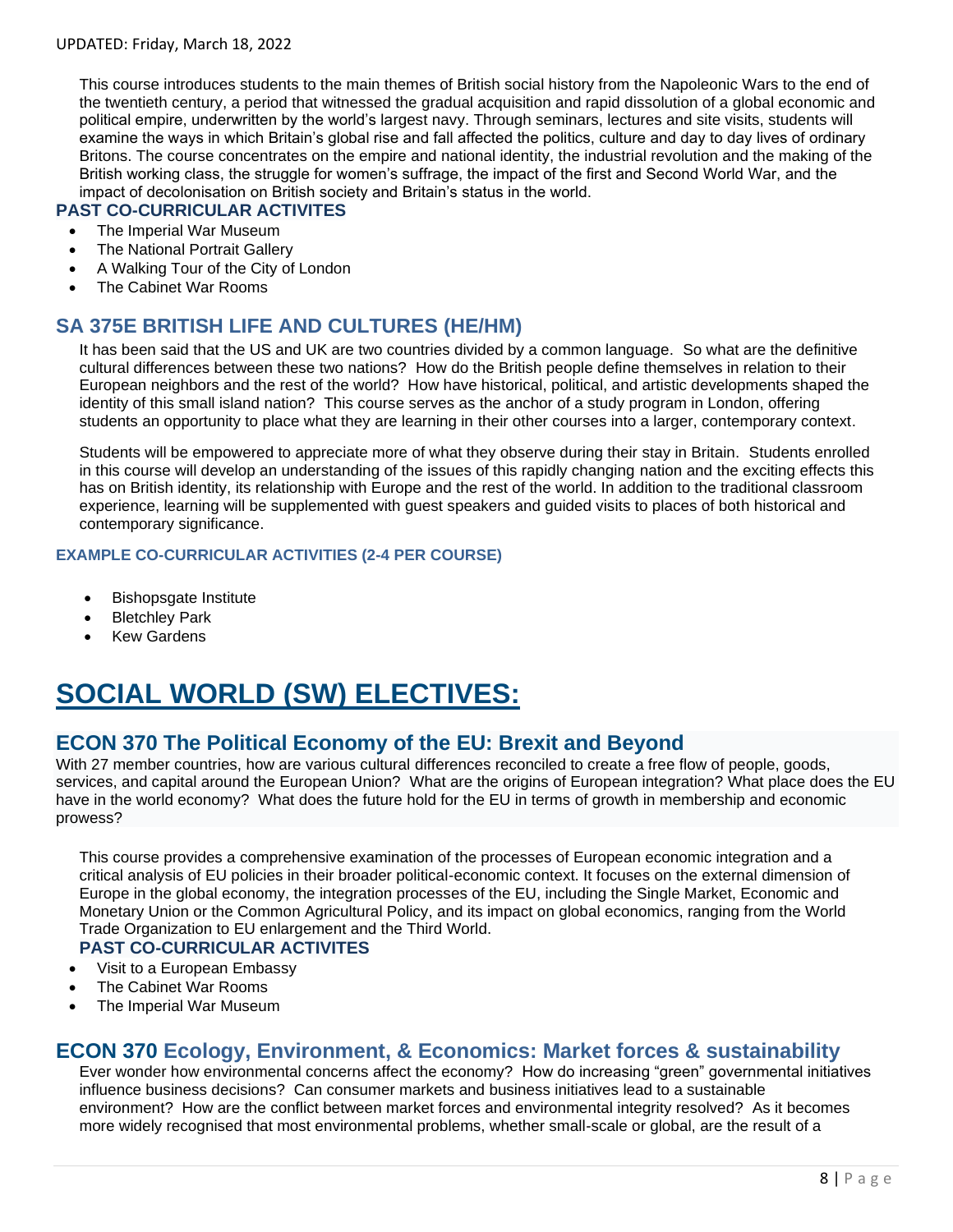This course introduces students to the main themes of British social history from the Napoleonic Wars to the end of the twentieth century, a period that witnessed the gradual acquisition and rapid dissolution of a global economic and political empire, underwritten by the world's largest navy. Through seminars, lectures and site visits, students will examine the ways in which Britain's global rise and fall affected the politics, culture and day to day lives of ordinary Britons. The course concentrates on the empire and national identity, the industrial revolution and the making of the British working class, the struggle for women's suffrage, the impact of the first and Second World War, and the impact of decolonisation on British society and Britain's status in the world.

**PAST CO-CURRICULAR ACTIVITES**

- The Imperial War Museum
- The National Portrait Gallery
- A Walking Tour of the City of London
- The Cabinet War Rooms

## SA 375E BRITISH LIFE AND CULTURES (HE/HM)

It has been said that the US and UK are two countries divided by a common language. So what are the definitive cultural differences between these two nations? How do the British people define themselves in relation to their European neighbors and the rest of the world? How have historical, political, and artistic developments shaped the identity of this small island nation? This course serves as the anchor of a study program in London, offering students an opportunity to place what they are learning in their other courses into a larger, contemporary context.

Students will be empowered to appreciate more of what they observe during their stay in Britain. Students enrolled in this course will develop an understanding of the issues of this rapidly changing nation and the exciting effects this has on British identity, its relationship with Europe and the rest of the world. In addition to the traditional classroom experience, learning will be supplemented with guest speakers and guided visits to places of both historical and contemporary significance.

**EXAMPLE CO-CURRICULAR ACTIVITIES (2-4 PER COURSE)**

- Bishopsgate Institute
- Bletchley Park
- Kew Gardens

# SOCIAL WORLD (SW) ELECTIVES:

## ECON 370 The Political Economy of the EU: Brexit and Beyond

With 27 member countries, how are various cultural differences reconciled to create a free flow of people, goods, services, and capital around the European Union? What are the origins of European integration? What place does the EU have in the world economy? What does the future hold for the EU in terms of growth in membership and economic prowess?

This course provides a comprehensive examination of the processes of European economic integration and a critical analysis of EU policies in their broader political-economic context. It focuses on the external dimension of Europe in the global economy, the integration processes of the EU, including the Single Market, Economic and Monetary Union or the Common Agricultural Policy, and its impact on global economics, ranging from the World Trade Organization to EU enlargement and the Third World.

**PAST CO-CURRICULAR ACTIVITES**

- Visit to a European Embassy
- The Cabinet War Rooms
- The Imperial War Museum

## ECON 370 Ecology, Environment, & Economics: Market forces & sustainability

Ever wonder how environmental concerns affect the economy? How do increasing "green" governmental initiatives influence business decisions? Can consumer markets and business initiatives lead to a sustainable environment? How are the conflict between market forces and environmental integrity resolved? As it becomes more widely recognised that most environmental problems, whether small-scale or global, are the result of a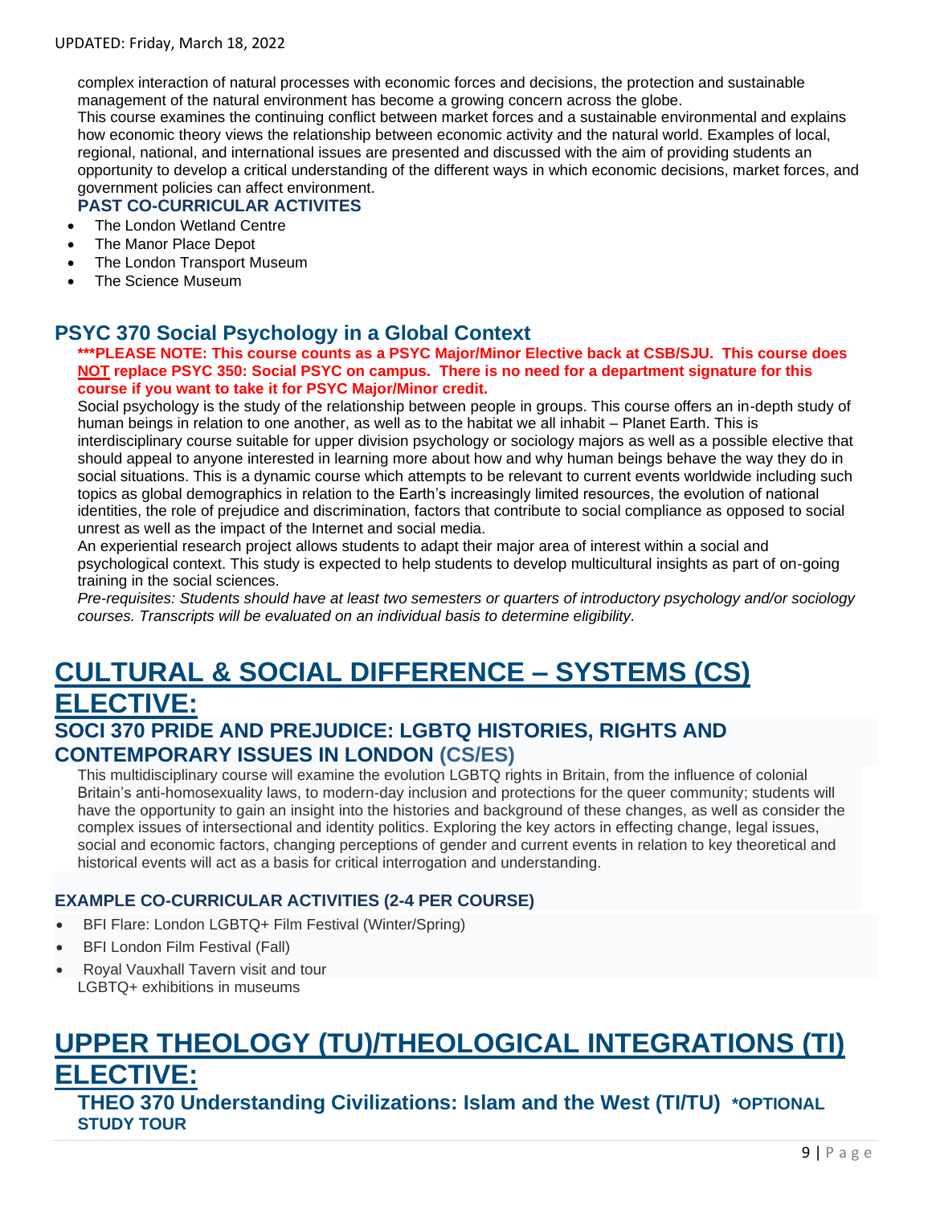complex interaction of natural processes with economic forces and decisions, the protection and sustainable management of the natural environment has become a growing concern across the globe.

This course examines the continuing conflict between market forces and a sustainable environmental and explains how economic theory views the relationship between economic activity and the natural world. Examples of local, regional, national, and international issues are presented and discussed with the aim of providing students an opportunity to develop a critical understanding of the different ways in which economic decisions, market forces, and government policies can affect environment.

**PAST CO-CURRICULAR ACTIVITES**

- The London Wetland Centre
- The Manor Place Depot
- The London Transport Museum
- The Science Museum

### PSYC 370 Social Psychology in a Global Context

**\*\*\*PLEASE NOTE: This course counts as a PSYC Major/Minor Elective back at CSB/SJU. This course does NOT replace PSYC 350: Social PSYC on campus. There is no need for a department signature for this course if you want to take it for PSYC Major/Minor credit.**

Social psychology is the study of the relationship between people in groups. This course offers an in-depth study of human beings in relation to one another, as well as to the habitat we all inhabit – Planet Earth. This is interdisciplinary course suitable for upper division psychology or sociology majors as well as a possible elective that should appeal to anyone interested in learning more about how and why human beings behave the way they do in social situations. This is a dynamic course which attempts to be relevant to current events worldwide including such topics as global demographics in relation to the Earth's increasingly limited resources, the evolution of national identities, the role of prejudice and discrimination, factors that contribute to social compliance as opposed to social unrest as well as the impact of the Internet and social media.

An experiential research project allows students to adapt their major area of interest within a social and psychological context. This study is expected to help students to develop multicultural insights as part of on-going training in the social sciences.

*Pre-requisites: Students should have at least two semesters or quarters of introductory psychology and/or sociology courses. Transcripts will be evaluated on an individual basis to determine eligibility.*

## CULTURAL & SOCIAL DIFFERENCE – SYSTEMS (CS) ELECTIVE:

### SOCI 370 PRIDE AND PREJUDICE: LGBTQ HISTORIES, RIGHTS AND CONTEMPORARY ISSUES IN LONDON (CS/ES)

This multidisciplinary course will examine the evolution LGBTQ rights in Britain, from the influence of colonial Britain's anti-homosexuality laws, to modern-day inclusion and protections for the queer community; students will have the opportunity to gain an insight into the histories and background of these changes, as well as consider the complex issues of intersectional and identity politics. Exploring the key actors in effecting change, legal issues, social and economic factors, changing perceptions of gender and current events in relation to key theoretical and historical events will act as a basis for critical interrogation and understanding.

**EXAMPLE CO-CURRICULAR ACTIVITIES (2-4 PER COURSE)**

- BFI Flare: London LGBTQ+ Film Festival (Winter/Spring)
- BFI London Film Festival (Fall)
- Royal Vauxhall Tavern visit and tour
  LGBTQ+ exhibitions in museums

## UPPER THEOLOGY (TU)/THEOLOGICAL INTEGRATIONS (TI) ELECTIVE:

### THEO 370 Understanding Civilizations: Islam and the West (TI/TU) *OPTIONAL STUDY TOUR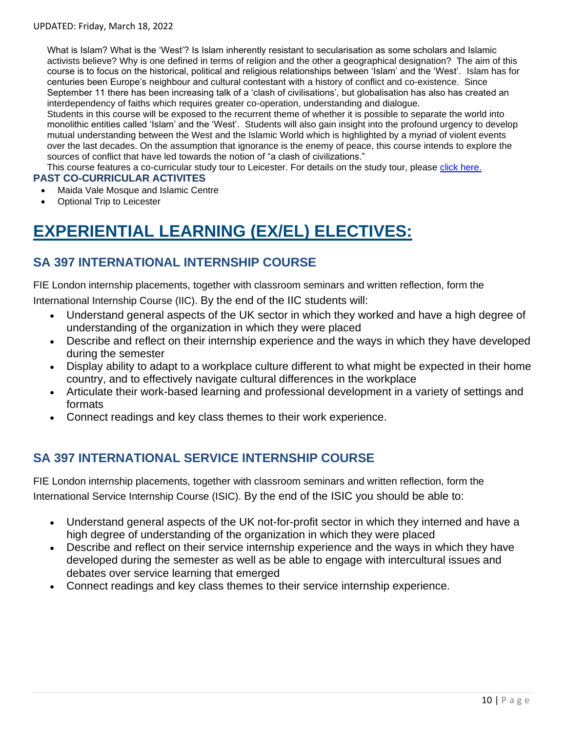What is Islam? What is the 'West'? Is Islam inherently resistant to secularisation as some scholars and Islamic activists believe? Why is one defined in terms of religion and the other a geographical designation? The aim of this course is to focus on the historical, political and religious relationships between 'Islam' and the 'West'. Islam has for centuries been Europe's neighbour and cultural contestant with a history of conflict and co-existence. Since September 11 there has been increasing talk of a 'clash of civilisations', but globalisation has also has created an interdependency of faiths which requires greater co-operation, understanding and dialogue.

Students in this course will be exposed to the recurrent theme of whether it is possible to separate the world into monolithic entities called 'Islam' and the 'West'. Students will also gain insight into the profound urgency to develop mutual understanding between the West and the Islamic World which is highlighted by a myriad of violent events over the last decades. On the assumption that ignorance is the enemy of peace, this course intends to explore the sources of conflict that have led towards the notion of "a clash of civilizations."

This course features a co-curricular study tour to Leicester. For details on the study tour, please click here.

**PAST CO-CURRICULAR ACTIVITES**

- Maida Vale Mosque and Islamic Centre
- Optional Trip to Leicester

# EXPERIENTIAL LEARNING (EX/EL) ELECTIVES:

## SA 397 INTERNATIONAL INTERNSHIP COURSE

FIE London internship placements, together with classroom seminars and written reflection, form the International Internship Course (IIC). By the end of the IIC students will:

- Understand general aspects of the UK sector in which they worked and have a high degree of understanding of the organization in which they were placed
- Describe and reflect on their internship experience and the ways in which they have developed during the semester
- Display ability to adapt to a workplace culture different to what might be expected in their home country, and to effectively navigate cultural differences in the workplace
- Articulate their work-based learning and professional development in a variety of settings and formats
- Connect readings and key class themes to their work experience.

## SA 397 INTERNATIONAL SERVICE INTERNSHIP COURSE

FIE London internship placements, together with classroom seminars and written reflection, form the International Service Internship Course (ISIC). By the end of the ISIC you should be able to:

- Understand general aspects of the UK not-for-profit sector in which they interned and have a high degree of understanding of the organization in which they were placed
- Describe and reflect on their service internship experience and the ways in which they have developed during the semester as well as be able to engage with intercultural issues and debates over service learning that emerged
- Connect readings and key class themes to their service internship experience.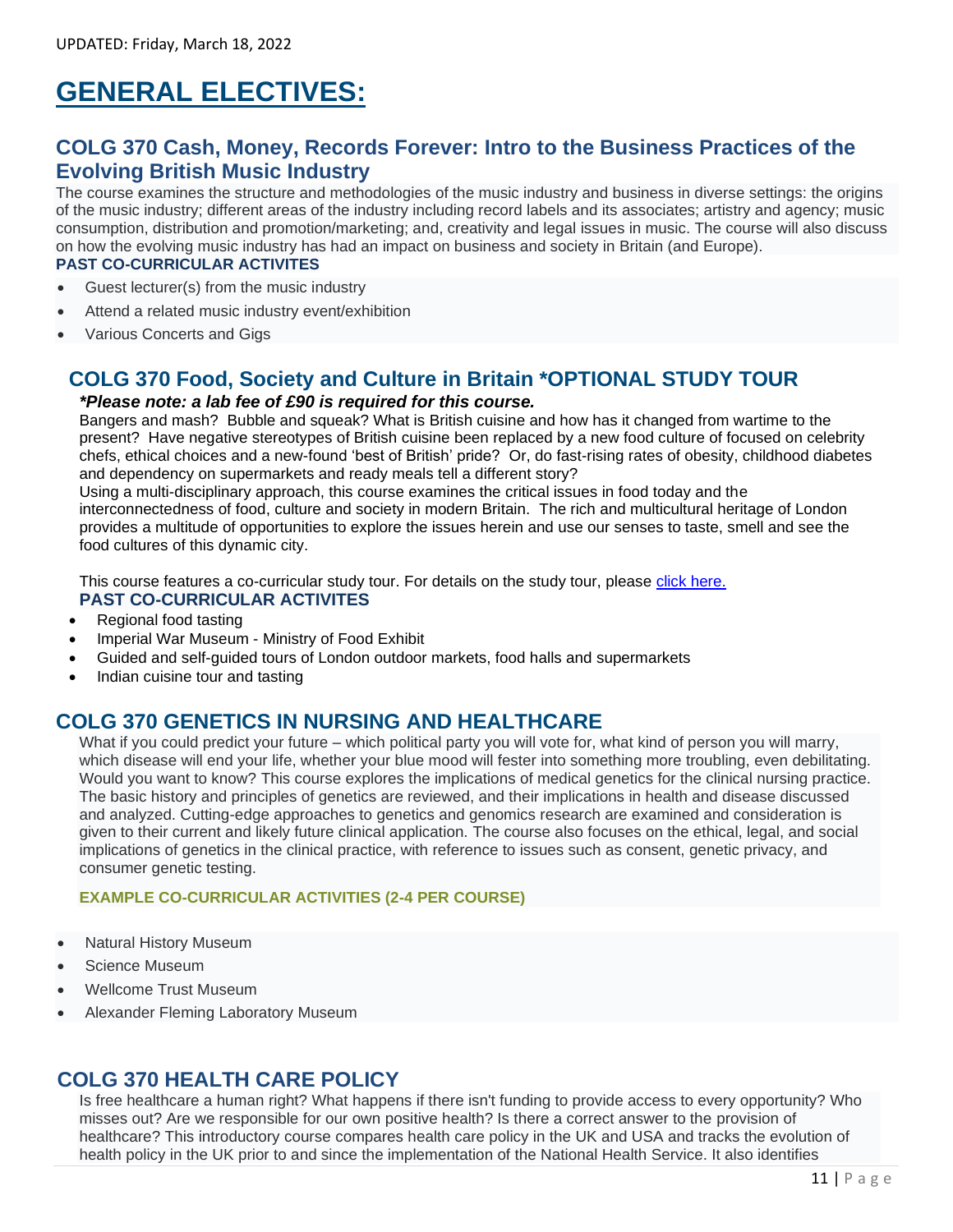UPDATED: Friday, March 18, 2022

# GENERAL ELECTIVES:

## COLG 370 Cash, Money, Records Forever: Intro to the Business Practices of the Evolving British Music Industry

The course examines the structure and methodologies of the music industry and business in diverse settings: the origins of the music industry; different areas of the industry including record labels and its associates; artistry and agency; music consumption, distribution and promotion/marketing; and, creativity and legal issues in music. The course will also discuss on how the evolving music industry has had an impact on business and society in Britain (and Europe).

**PAST CO-CURRICULAR ACTIVITES**

- Guest lecturer(s) from the music industry
- Attend a related music industry event/exhibition
- Various Concerts and Gigs

## COLG 370 Food, Society and Culture in Britain *OPTIONAL STUDY TOUR

***Please note: a lab fee of £90 is required for this course.***

Bangers and mash? Bubble and squeak? What is British cuisine and how has it changed from wartime to the present? Have negative stereotypes of British cuisine been replaced by a new food culture of focused on celebrity chefs, ethical choices and a new-found 'best of British' pride? Or, do fast-rising rates of obesity, childhood diabetes and dependency on supermarkets and ready meals tell a different story?

Using a multi-disciplinary approach, this course examines the critical issues in food today and the interconnectedness of food, culture and society in modern Britain. The rich and multicultural heritage of London provides a multitude of opportunities to explore the issues herein and use our senses to taste, smell and see the food cultures of this dynamic city.

This course features a co-curricular study tour. For details on the study tour, please click here.

**PAST CO-CURRICULAR ACTIVITES**

- Regional food tasting
- Imperial War Museum - Ministry of Food Exhibit
- Guided and self-guided tours of London outdoor markets, food halls and supermarkets
- Indian cuisine tour and tasting

## COLG 370 GENETICS IN NURSING AND HEALTHCARE

What if you could predict your future – which political party you will vote for, what kind of person you will marry, which disease will end your life, whether your blue mood will fester into something more troubling, even debilitating. Would you want to know? This course explores the implications of medical genetics for the clinical nursing practice. The basic history and principles of genetics are reviewed, and their implications in health and disease discussed and analyzed. Cutting-edge approaches to genetics and genomics research are examined and consideration is given to their current and likely future clinical application. The course also focuses on the ethical, legal, and social implications of genetics in the clinical practice, with reference to issues such as consent, genetic privacy, and consumer genetic testing.

**EXAMPLE CO-CURRICULAR ACTIVITIES (2-4 PER COURSE)**

- Natural History Museum
- Science Museum
- Wellcome Trust Museum
- Alexander Fleming Laboratory Museum

## COLG 370 HEALTH CARE POLICY

Is free healthcare a human right? What happens if there isn't funding to provide access to every opportunity? Who misses out? Are we responsible for our own positive health? Is there a correct answer to the provision of healthcare? This introductory course compares health care policy in the UK and USA and tracks the evolution of health policy in the UK prior to and since the implementation of the National Health Service. It also identifies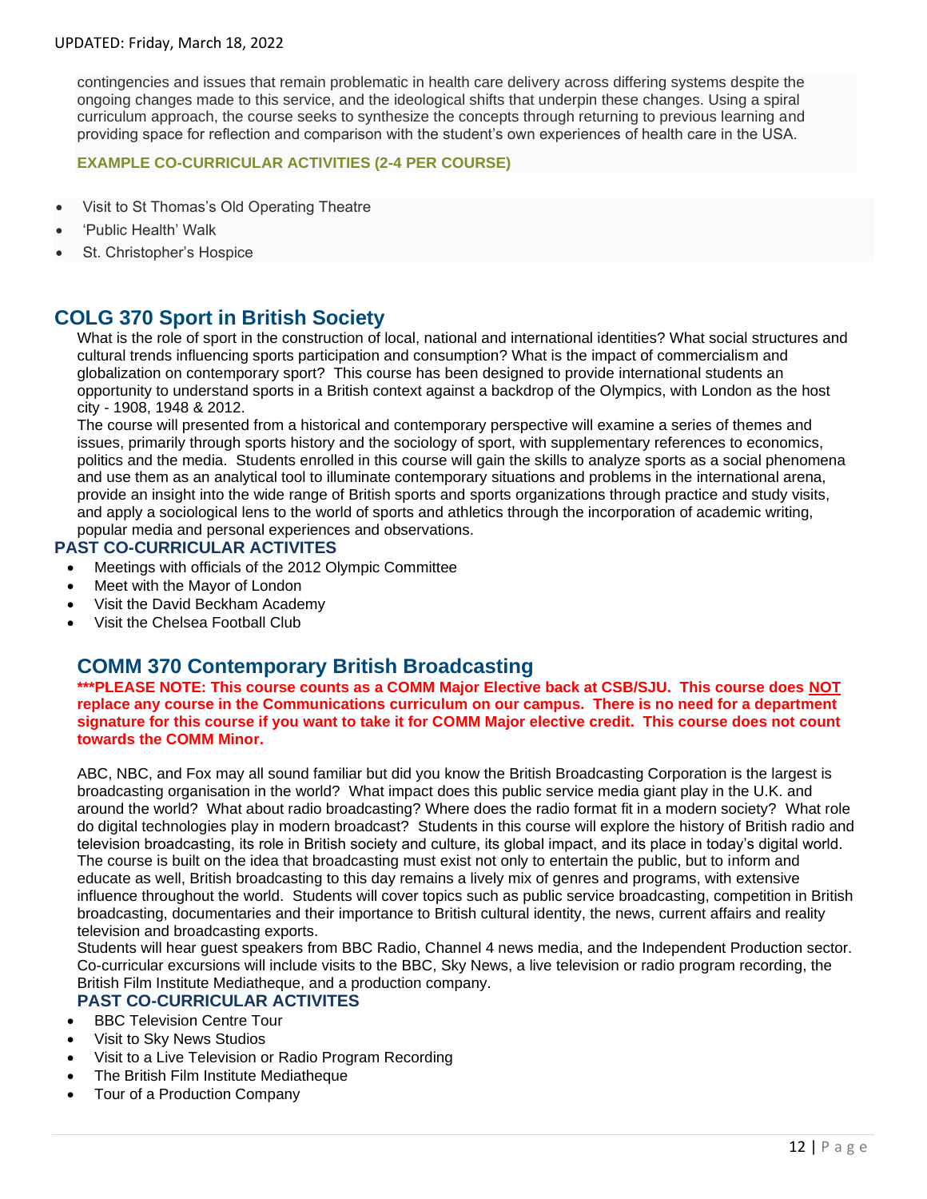contingencies and issues that remain problematic in health care delivery across differing systems despite the ongoing changes made to this service, and the ideological shifts that underpin these changes. Using a spiral curriculum approach, the course seeks to synthesize the concepts through returning to previous learning and providing space for reflection and comparison with the student's own experiences of health care in the USA.

**EXAMPLE CO-CURRICULAR ACTIVITIES (2-4 PER COURSE)**

- Visit to St Thomas's Old Operating Theatre
- 'Public Health' Walk
- St. Christopher's Hospice

## COLG 370 Sport in British Society

What is the role of sport in the construction of local, national and international identities? What social structures and cultural trends influencing sports participation and consumption? What is the impact of commercialism and globalization on contemporary sport? This course has been designed to provide international students an opportunity to understand sports in a British context against a backdrop of the Olympics, with London as the host city - 1908, 1948 & 2012.

The course will presented from a historical and contemporary perspective will examine a series of themes and issues, primarily through sports history and the sociology of sport, with supplementary references to economics, politics and the media. Students enrolled in this course will gain the skills to analyze sports as a social phenomena and use them as an analytical tool to illuminate contemporary situations and problems in the international arena, provide an insight into the wide range of British sports and sports organizations through practice and study visits, and apply a sociological lens to the world of sports and athletics through the incorporation of academic writing, popular media and personal experiences and observations.

**PAST CO-CURRICULAR ACTIVITES**

- Meetings with officials of the 2012 Olympic Committee
- Meet with the Mayor of London
- Visit the David Beckham Academy
- Visit the Chelsea Football Club

## COMM 370 Contemporary British Broadcasting

**\*\*\*PLEASE NOTE: This course counts as a COMM Major Elective back at CSB/SJU. This course does <u>NOT</u> replace any course in the Communications curriculum on our campus. There is no need for a department signature for this course if you want to take it for COMM Major elective credit. This course does not count towards the COMM Minor.**

ABC, NBC, and Fox may all sound familiar but did you know the British Broadcasting Corporation is the largest is broadcasting organisation in the world? What impact does this public service media giant play in the U.K. and around the world? What about radio broadcasting? Where does the radio format fit in a modern society? What role do digital technologies play in modern broadcast? Students in this course will explore the history of British radio and television broadcasting, its role in British society and culture, its global impact, and its place in today's digital world. The course is built on the idea that broadcasting must exist not only to entertain the public, but to inform and educate as well, British broadcasting to this day remains a lively mix of genres and programs, with extensive influence throughout the world. Students will cover topics such as public service broadcasting, competition in British broadcasting, documentaries and their importance to British cultural identity, the news, current affairs and reality television and broadcasting exports.

Students will hear guest speakers from BBC Radio, Channel 4 news media, and the Independent Production sector. Co-curricular excursions will include visits to the BBC, Sky News, a live television or radio program recording, the British Film Institute Mediatheque, and a production company.

**PAST CO-CURRICULAR ACTIVITES**

- BBC Television Centre Tour
- Visit to Sky News Studios
- Visit to a Live Television or Radio Program Recording
- The British Film Institute Mediatheque
- Tour of a Production Company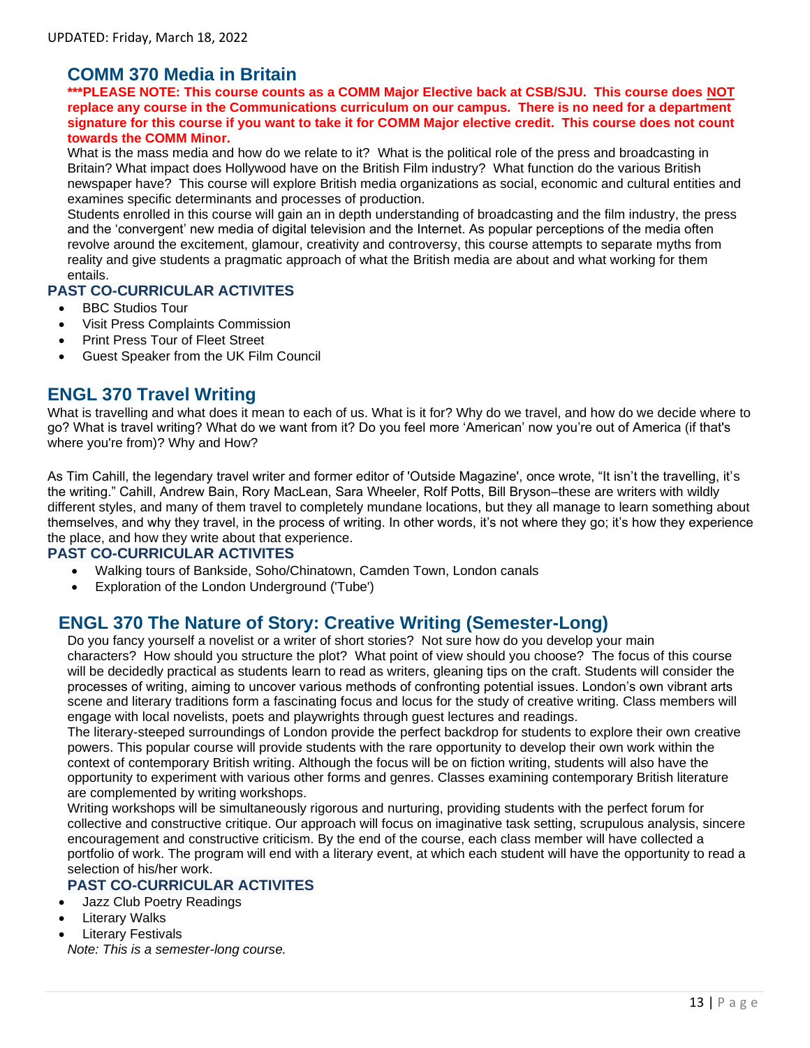## COMM 370 Media in Britain

**\*\*\*PLEASE NOTE: This course counts as a COMM Major Elective back at CSB/SJU. This course does NOT replace any course in the Communications curriculum on our campus. There is no need for a department signature for this course if you want to take it for COMM Major elective credit. This course does not count towards the COMM Minor.**

What is the mass media and how do we relate to it? What is the political role of the press and broadcasting in Britain? What impact does Hollywood have on the British Film industry? What function do the various British newspaper have? This course will explore British media organizations as social, economic and cultural entities and examines specific determinants and processes of production.

Students enrolled in this course will gain an in depth understanding of broadcasting and the film industry, the press and the 'convergent' new media of digital television and the Internet. As popular perceptions of the media often revolve around the excitement, glamour, creativity and controversy, this course attempts to separate myths from reality and give students a pragmatic approach of what the British media are about and what working for them entails.

### PAST CO-CURRICULAR ACTIVITES

- BBC Studios Tour
- Visit Press Complaints Commission
- Print Press Tour of Fleet Street
- Guest Speaker from the UK Film Council

## ENGL 370 Travel Writing

What is travelling and what does it mean to each of us. What is it for? Why do we travel, and how do we decide where to go? What is travel writing? What do we want from it? Do you feel more 'American' now you're out of America (if that's where you're from)? Why and How?

As Tim Cahill, the legendary travel writer and former editor of 'Outside Magazine', once wrote, "It isn't the travelling, it's the writing." Cahill, Andrew Bain, Rory MacLean, Sara Wheeler, Rolf Potts, Bill Bryson–these are writers with wildly different styles, and many of them travel to completely mundane locations, but they all manage to learn something about themselves, and why they travel, in the process of writing. In other words, it's not where they go; it's how they experience the place, and how they write about that experience.

### PAST CO-CURRICULAR ACTIVITES

- Walking tours of Bankside, Soho/Chinatown, Camden Town, London canals
- Exploration of the London Underground ('Tube')

## ENGL 370 The Nature of Story: Creative Writing (Semester-Long)

Do you fancy yourself a novelist or a writer of short stories? Not sure how do you develop your main characters? How should you structure the plot? What point of view should you choose? The focus of this course will be decidedly practical as students learn to read as writers, gleaning tips on the craft. Students will consider the processes of writing, aiming to uncover various methods of confronting potential issues. London's own vibrant arts scene and literary traditions form a fascinating focus and locus for the study of creative writing. Class members will engage with local novelists, poets and playwrights through guest lectures and readings.

The literary-steeped surroundings of London provide the perfect backdrop for students to explore their own creative powers. This popular course will provide students with the rare opportunity to develop their own work within the context of contemporary British writing. Although the focus will be on fiction writing, students will also have the opportunity to experiment with various other forms and genres. Classes examining contemporary British literature are complemented by writing workshops.

Writing workshops will be simultaneously rigorous and nurturing, providing students with the perfect forum for collective and constructive critique. Our approach will focus on imaginative task setting, scrupulous analysis, sincere encouragement and constructive criticism. By the end of the course, each class member will have collected a portfolio of work. The program will end with a literary event, at which each student will have the opportunity to read a selection of his/her work.

### PAST CO-CURRICULAR ACTIVITES

- Jazz Club Poetry Readings
- Literary Walks
- Literary Festivals

*Note: This is a semester-long course.*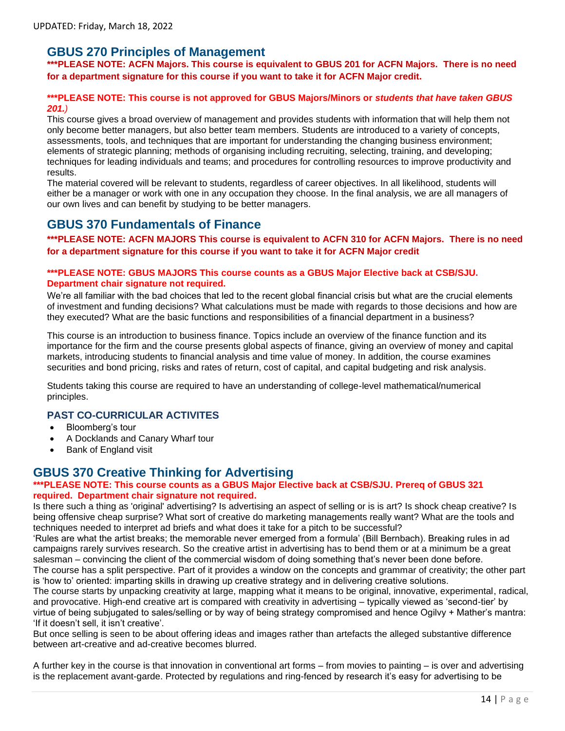## GBUS 270 Principles of Management

**\*\*\*PLEASE NOTE: ACFN Majors. This course is equivalent to GBUS 201 for ACFN Majors. There is no need for a department signature for this course if you want to take it for ACFN Major credit.**

**\*\*\*PLEASE NOTE: This course is not approved for GBUS Majors/Minors or *students that have taken GBUS 201.)***

This course gives a broad overview of management and provides students with information that will help them not only become better managers, but also better team members. Students are introduced to a variety of concepts, assessments, tools, and techniques that are important for understanding the changing business environment; elements of strategic planning; methods of organising including recruiting, selecting, training, and developing; techniques for leading individuals and teams; and procedures for controlling resources to improve productivity and results.

The material covered will be relevant to students, regardless of career objectives. In all likelihood, students will either be a manager or work with one in any occupation they choose. In the final analysis, we are all managers of our own lives and can benefit by studying to be better managers.

## GBUS 370 Fundamentals of Finance

**\*\*\*PLEASE NOTE: ACFN MAJORS This course is equivalent to ACFN 310 for ACFN Majors. There is no need for a department signature for this course if you want to take it for ACFN Major credit**

**\*\*\*PLEASE NOTE: GBUS MAJORS This course counts as a GBUS Major Elective back at CSB/SJU. Department chair signature not required.**

We're all familiar with the bad choices that led to the recent global financial crisis but what are the crucial elements of investment and funding decisions? What calculations must be made with regards to those decisions and how are they executed? What are the basic functions and responsibilities of a financial department in a business?

This course is an introduction to business finance. Topics include an overview of the finance function and its importance for the firm and the course presents global aspects of finance, giving an overview of money and capital markets, introducing students to financial analysis and time value of money. In addition, the course examines securities and bond pricing, risks and rates of return, cost of capital, and capital budgeting and risk analysis.

Students taking this course are required to have an understanding of college-level mathematical/numerical principles.

### PAST CO-CURRICULAR ACTIVITES

- Bloomberg's tour
- A Docklands and Canary Wharf tour
- Bank of England visit

## GBUS 370 Creative Thinking for Advertising

**\*\*\*PLEASE NOTE: This course counts as a GBUS Major Elective back at CSB/SJU. Prereq of GBUS 321 required. Department chair signature not required.**

Is there such a thing as 'original' advertising? Is advertising an aspect of selling or is is art? Is shock cheap creative? Is being offensive cheap surprise? What sort of creative do marketing managements really want? What are the tools and techniques needed to interpret ad briefs and what does it take for a pitch to be successful?

'Rules are what the artist breaks; the memorable never emerged from a formula' (Bill Bernbach). Breaking rules in ad campaigns rarely survives research. So the creative artist in advertising has to bend them or at a minimum be a great salesman – convincing the client of the commercial wisdom of doing something that's never been done before.

The course has a split perspective. Part of it provides a window on the concepts and grammar of creativity; the other part is 'how to' oriented: imparting skills in drawing up creative strategy and in delivering creative solutions.

The course starts by unpacking creativity at large, mapping what it means to be original, innovative, experimental, radical, and provocative. High-end creative art is compared with creativity in advertising – typically viewed as 'second-tier' by virtue of being subjugated to sales/selling or by way of being strategy compromised and hence Ogilvy + Mather's mantra: 'If it doesn't sell, it isn't creative'.

But once selling is seen to be about offering ideas and images rather than artefacts the alleged substantive difference between art-creative and ad-creative becomes blurred.

A further key in the course is that innovation in conventional art forms – from movies to painting – is over and advertising is the replacement avant-garde. Protected by regulations and ring-fenced by research it's easy for advertising to be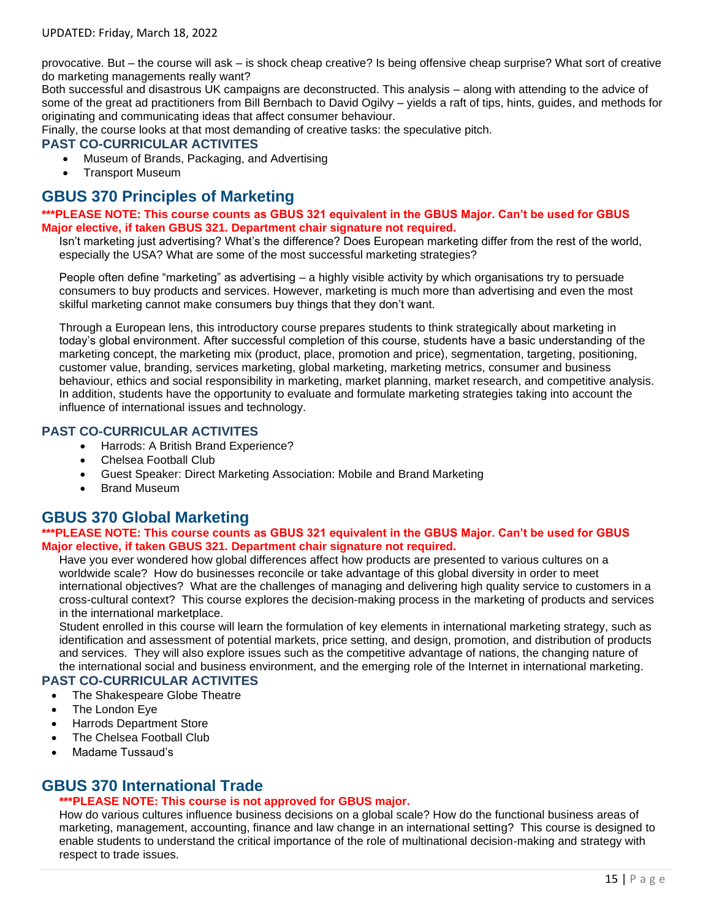provocative. But – the course will ask – is shock cheap creative? Is being offensive cheap surprise? What sort of creative do marketing managements really want?
Both successful and disastrous UK campaigns are deconstructed. This analysis – along with attending to the advice of some of the great ad practitioners from Bill Bernbach to David Ogilvy – yields a raft of tips, hints, guides, and methods for originating and communicating ideas that affect consumer behaviour.
Finally, the course looks at that most demanding of creative tasks: the speculative pitch.

### PAST CO-CURRICULAR ACTIVITES

- Museum of Brands, Packaging, and Advertising
- Transport Museum

## GBUS 370 Principles of Marketing

**\*\*\*PLEASE NOTE: This course counts as GBUS 321 equivalent in the GBUS Major. Can't be used for GBUS Major elective, if taken GBUS 321. Department chair signature not required.**

Isn't marketing just advertising? What's the difference? Does European marketing differ from the rest of the world, especially the USA? What are some of the most successful marketing strategies?

People often define "marketing" as advertising – a highly visible activity by which organisations try to persuade consumers to buy products and services. However, marketing is much more than advertising and even the most skilful marketing cannot make consumers buy things that they don't want.

Through a European lens, this introductory course prepares students to think strategically about marketing in today's global environment. After successful completion of this course, students have a basic understanding of the marketing concept, the marketing mix (product, place, promotion and price), segmentation, targeting, positioning, customer value, branding, services marketing, global marketing, marketing metrics, consumer and business behaviour, ethics and social responsibility in marketing, market planning, market research, and competitive analysis. In addition, students have the opportunity to evaluate and formulate marketing strategies taking into account the influence of international issues and technology.

### PAST CO-CURRICULAR ACTIVITES

- Harrods: A British Brand Experience?
- Chelsea Football Club
- Guest Speaker: Direct Marketing Association: Mobile and Brand Marketing
- Brand Museum

## GBUS 370 Global Marketing

**\*\*\*PLEASE NOTE: This course counts as GBUS 321 equivalent in the GBUS Major. Can't be used for GBUS Major elective, if taken GBUS 321. Department chair signature not required.**

Have you ever wondered how global differences affect how products are presented to various cultures on a worldwide scale? How do businesses reconcile or take advantage of this global diversity in order to meet international objectives? What are the challenges of managing and delivering high quality service to customers in a cross-cultural context? This course explores the decision-making process in the marketing of products and services in the international marketplace.
Student enrolled in this course will learn the formulation of key elements in international marketing strategy, such as identification and assessment of potential markets, price setting, and design, promotion, and distribution of products and services. They will also explore issues such as the competitive advantage of nations, the changing nature of the international social and business environment, and the emerging role of the Internet in international marketing.

### PAST CO-CURRICULAR ACTIVITES

- The Shakespeare Globe Theatre
- The London Eye
- Harrods Department Store
- The Chelsea Football Club
- Madame Tussaud's

## GBUS 370 International Trade

**\*\*\*PLEASE NOTE: This course is not approved for GBUS major.**

How do various cultures influence business decisions on a global scale? How do the functional business areas of marketing, management, accounting, finance and law change in an international setting? This course is designed to enable students to understand the critical importance of the role of multinational decision-making and strategy with respect to trade issues.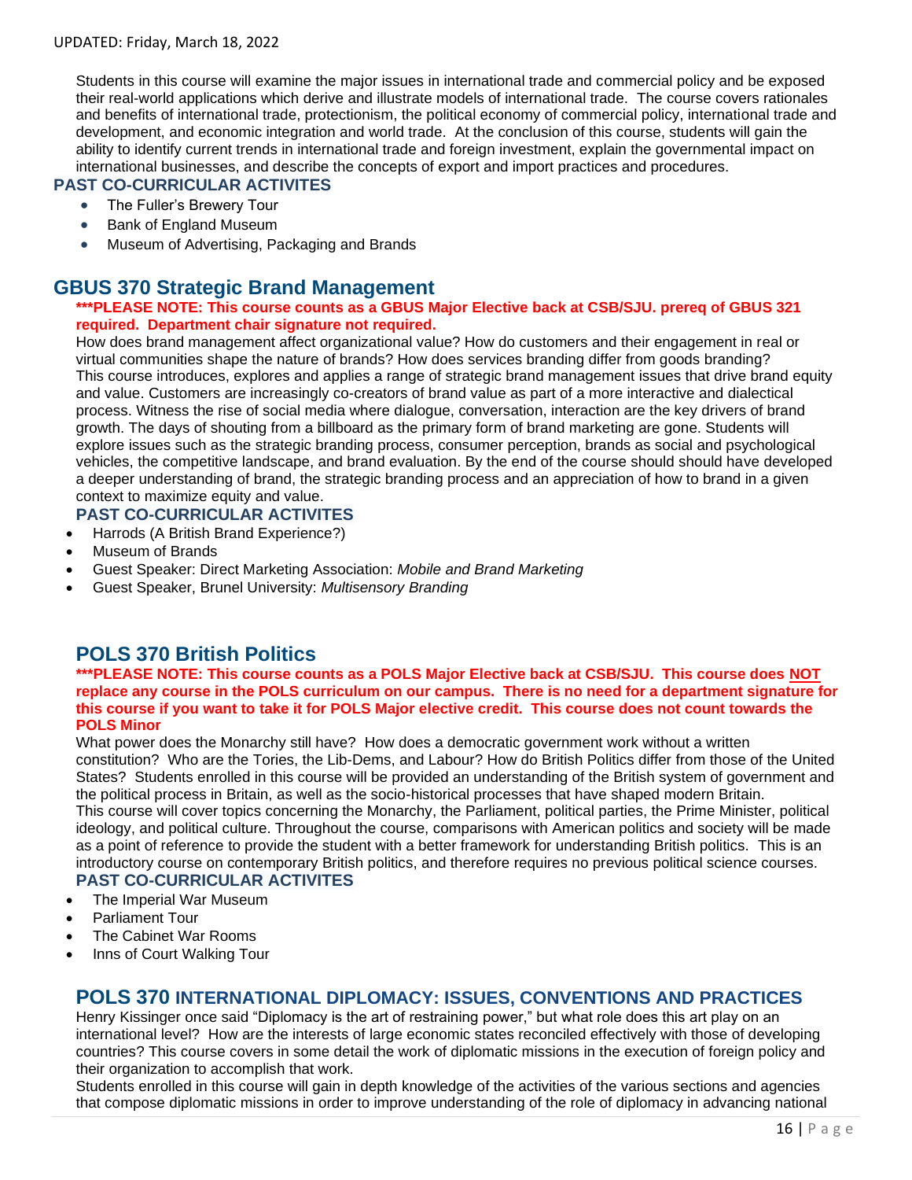Students in this course will examine the major issues in international trade and commercial policy and be exposed their real-world applications which derive and illustrate models of international trade. The course covers rationales and benefits of international trade, protectionism, the political economy of commercial policy, international trade and development, and economic integration and world trade. At the conclusion of this course, students will gain the ability to identify current trends in international trade and foreign investment, explain the governmental impact on international businesses, and describe the concepts of export and import practices and procedures.

### PAST CO-CURRICULAR ACTIVITES

- The Fuller's Brewery Tour
- Bank of England Museum
- Museum of Advertising, Packaging and Brands

## GBUS 370 Strategic Brand Management

**\*\*\*PLEASE NOTE: This course counts as a GBUS Major Elective back at CSB/SJU. prereq of GBUS 321 required. Department chair signature not required.**

How does brand management affect organizational value? How do customers and their engagement in real or virtual communities shape the nature of brands? How does services branding differ from goods branding? This course introduces, explores and applies a range of strategic brand management issues that drive brand equity and value. Customers are increasingly co-creators of brand value as part of a more interactive and dialectical process. Witness the rise of social media where dialogue, conversation, interaction are the key drivers of brand growth. The days of shouting from a billboard as the primary form of brand marketing are gone. Students will explore issues such as the strategic branding process, consumer perception, brands as social and psychological vehicles, the competitive landscape, and brand evaluation. By the end of the course should should have developed a deeper understanding of brand, the strategic branding process and an appreciation of how to brand in a given context to maximize equity and value.

### PAST CO-CURRICULAR ACTIVITES

- Harrods (A British Brand Experience?)
- Museum of Brands
- Guest Speaker: Direct Marketing Association: *Mobile and Brand Marketing*
- Guest Speaker, Brunel University: *Multisensory Branding*

## POLS 370 British Politics

**\*\*\*PLEASE NOTE: This course counts as a POLS Major Elective back at CSB/SJU. This course does <u>NOT</u> replace any course in the POLS curriculum on our campus. There is no need for a department signature for this course if you want to take it for POLS Major elective credit. This course does not count towards the POLS Minor**

What power does the Monarchy still have? How does a democratic government work without a written constitution? Who are the Tories, the Lib-Dems, and Labour? How do British Politics differ from those of the United States? Students enrolled in this course will be provided an understanding of the British system of government and the political process in Britain, as well as the socio-historical processes that have shaped modern Britain.
This course will cover topics concerning the Monarchy, the Parliament, political parties, the Prime Minister, political ideology, and political culture. Throughout the course, comparisons with American politics and society will be made as a point of reference to provide the student with a better framework for understanding British politics. This is an introductory course on contemporary British politics, and therefore requires no previous political science courses.

### PAST CO-CURRICULAR ACTIVITES

- The Imperial War Museum
- Parliament Tour
- The Cabinet War Rooms
- Inns of Court Walking Tour

## POLS 370 INTERNATIONAL DIPLOMACY: ISSUES, CONVENTIONS AND PRACTICES

Henry Kissinger once said "Diplomacy is the art of restraining power," but what role does this art play on an international level? How are the interests of large economic states reconciled effectively with those of developing countries? This course covers in some detail the work of diplomatic missions in the execution of foreign policy and their organization to accomplish that work.
Students enrolled in this course will gain in depth knowledge of the activities of the various sections and agencies that compose diplomatic missions in order to improve understanding of the role of diplomacy in advancing national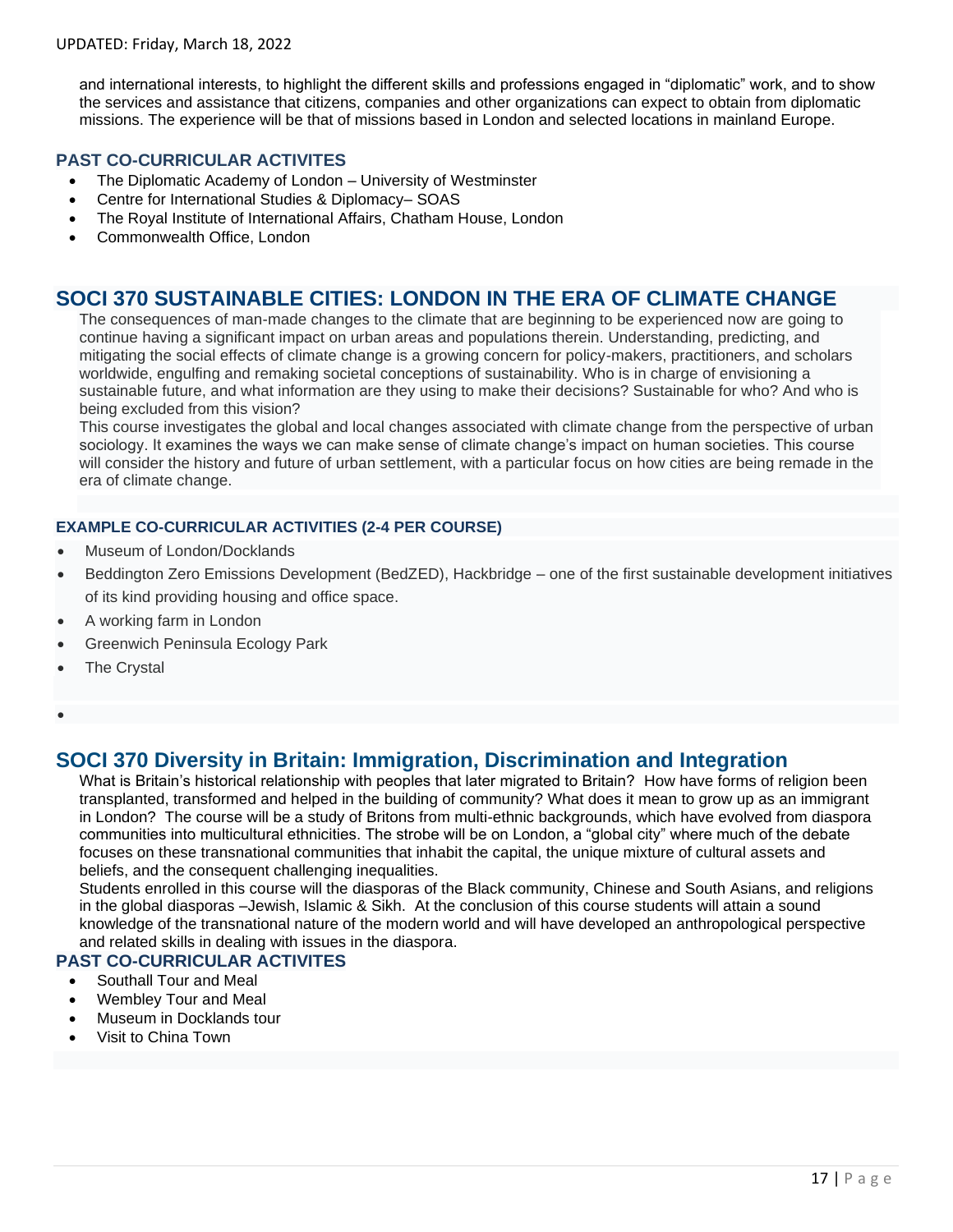and international interests, to highlight the different skills and professions engaged in "diplomatic" work, and to show the services and assistance that citizens, companies and other organizations can expect to obtain from diplomatic missions. The experience will be that of missions based in London and selected locations in mainland Europe.

### PAST CO-CURRICULAR ACTIVITES

- The Diplomatic Academy of London – University of Westminster
- Centre for International Studies & Diplomacy– SOAS
- The Royal Institute of International Affairs, Chatham House, London
- Commonwealth Office, London

## SOCI 370 SUSTAINABLE CITIES: LONDON IN THE ERA OF CLIMATE CHANGE

The consequences of man-made changes to the climate that are beginning to be experienced now are going to continue having a significant impact on urban areas and populations therein. Understanding, predicting, and mitigating the social effects of climate change is a growing concern for policy-makers, practitioners, and scholars worldwide, engulfing and remaking societal conceptions of sustainability. Who is in charge of envisioning a sustainable future, and what information are they using to make their decisions? Sustainable for who? And who is being excluded from this vision?

This course investigates the global and local changes associated with climate change from the perspective of urban sociology. It examines the ways we can make sense of climate change's impact on human societies. This course will consider the history and future of urban settlement, with a particular focus on how cities are being remade in the era of climate change.

### EXAMPLE CO-CURRICULAR ACTIVITIES (2-4 PER COURSE)

- Museum of London/Docklands
- Beddington Zero Emissions Development (BedZED), Hackbridge – one of the first sustainable development initiatives of its kind providing housing and office space.
- A working farm in London
- Greenwich Peninsula Ecology Park
- The Crystal

## SOCI 370 Diversity in Britain: Immigration, Discrimination and Integration

What is Britain's historical relationship with peoples that later migrated to Britain? How have forms of religion been transplanted, transformed and helped in the building of community? What does it mean to grow up as an immigrant in London? The course will be a study of Britons from multi-ethnic backgrounds, which have evolved from diaspora communities into multicultural ethnicities. The strobe will be on London, a "global city" where much of the debate focuses on these transnational communities that inhabit the capital, the unique mixture of cultural assets and beliefs, and the consequent challenging inequalities.

Students enrolled in this course will the diasporas of the Black community, Chinese and South Asians, and religions in the global diasporas –Jewish, Islamic & Sikh. At the conclusion of this course students will attain a sound knowledge of the transnational nature of the modern world and will have developed an anthropological perspective and related skills in dealing with issues in the diaspora.

### PAST CO-CURRICULAR ACTIVITES

- Southall Tour and Meal
- Wembley Tour and Meal
- Museum in Docklands tour
- Visit to China Town